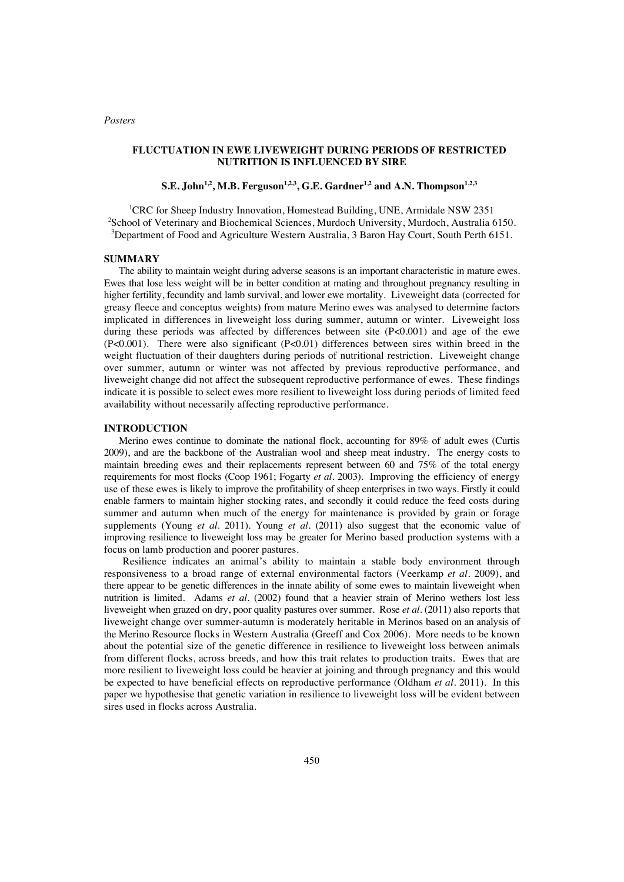# FLUCTUATION IN EWE LIVEWEIGHT DURING PERIODS OF RESTRICTED NUTRITION IS INFLUENCED BY SIRE

**S.E. John[1,2], M.B. Ferguson[1,2,3], G.E. Gardner[1,2] and A.N. Thompson[1,2,3]**

[1]CRC for Sheep Industry Innovation, Homestead Building, UNE, Armidale NSW 2351
[2]School of Veterinary and Biochemical Sciences, Murdoch University, Murdoch, Australia 6150.
[3]Department of Food and Agriculture Western Australia, 3 Baron Hay Court, South Perth 6151.

## SUMMARY

The ability to maintain weight during adverse seasons is an important characteristic in mature ewes. Ewes that lose less weight will be in better condition at mating and throughout pregnancy resulting in higher fertility, fecundity and lamb survival, and lower ewe mortality. Liveweight data (corrected for greasy fleece and conceptus weights) from mature Merino ewes was analysed to determine factors implicated in differences in liveweight loss during summer, autumn or winter. Liveweight loss during these periods was affected by differences between site ($P<0.001$) and age of the ewe ($P<0.001$). There were also significant ($P<0.01$) differences between sires within breed in the weight fluctuation of their daughters during periods of nutritional restriction. Liveweight change over summer, autumn or winter was not affected by previous reproductive performance, and liveweight change did not affect the subsequent reproductive performance of ewes. These findings indicate it is possible to select ewes more resilient to liveweight loss during periods of limited feed availability without necessarily affecting reproductive performance.

## INTRODUCTION

Merino ewes continue to dominate the national flock, accounting for 89% of adult ewes (Curtis 2009), and are the backbone of the Australian wool and sheep meat industry. The energy costs to maintain breeding ewes and their replacements represent between 60 and 75% of the total energy requirements for most flocks (Coop 1961; Fogarty *et al*. 2003). Improving the efficiency of energy use of these ewes is likely to improve the profitability of sheep enterprises in two ways. Firstly it could enable farmers to maintain higher stocking rates, and secondly it could reduce the feed costs during summer and autumn when much of the energy for maintenance is provided by grain or forage supplements (Young *et al*. 2011). Young *et al*. (2011) also suggest that the economic value of improving resilience to liveweight loss may be greater for Merino based production systems with a focus on lamb production and poorer pastures.

Resilience indicates an animal's ability to maintain a stable body environment through responsiveness to a broad range of external environmental factors (Veerkamp *et al*. 2009), and there appear to be genetic differences in the innate ability of some ewes to maintain liveweight when nutrition is limited. Adams *et al*. (2002) found that a heavier strain of Merino wethers lost less liveweight when grazed on dry, poor quality pastures over summer. Rose *et al*. (2011) also reports that liveweight change over summer-autumn is moderately heritable in Merinos based on an analysis of the Merino Resource flocks in Western Australia (Greeff and Cox 2006). More needs to be known about the potential size of the genetic difference in resilience to liveweight loss between animals from different flocks, across breeds, and how this trait relates to production traits. Ewes that are more resilient to liveweight loss could be heavier at joining and through pregnancy and this would be expected to have beneficial effects on reproductive performance (Oldham *et al*. 2011). In this paper we hypothesise that genetic variation in resilience to liveweight loss will be evident between sires used in flocks across Australia.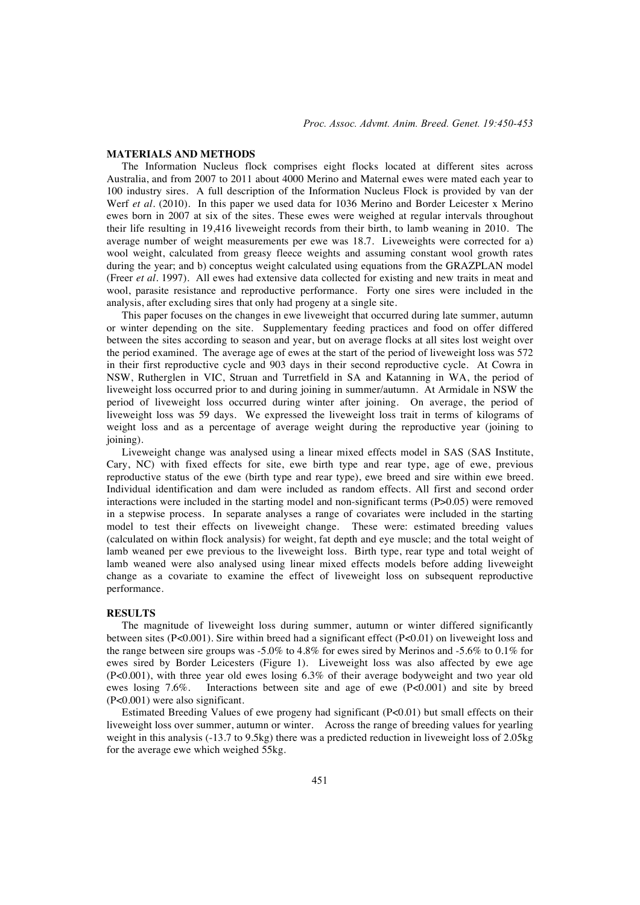## MATERIALS AND METHODS

The Information Nucleus flock comprises eight flocks located at different sites across Australia, and from 2007 to 2011 about 4000 Merino and Maternal ewes were mated each year to 100 industry sires. A full description of the Information Nucleus Flock is provided by van der Werf *et al*. (2010). In this paper we used data for 1036 Merino and Border Leicester x Merino ewes born in 2007 at six of the sites. These ewes were weighed at regular intervals throughout their life resulting in 19,416 liveweight records from their birth, to lamb weaning in 2010. The average number of weight measurements per ewe was 18.7. Liveweights were corrected for a) wool weight, calculated from greasy fleece weights and assuming constant wool growth rates during the year; and b) conceptus weight calculated using equations from the GRAZPLAN model (Freer *et al*. 1997). All ewes had extensive data collected for existing and new traits in meat and wool, parasite resistance and reproductive performance. Forty one sires were included in the analysis, after excluding sires that only had progeny at a single site.

This paper focuses on the changes in ewe liveweight that occurred during late summer, autumn or winter depending on the site. Supplementary feeding practices and food on offer differed between the sites according to season and year, but on average flocks at all sites lost weight over the period examined. The average age of ewes at the start of the period of liveweight loss was 572 in their first reproductive cycle and 903 days in their second reproductive cycle. At Cowra in NSW, Rutherglen in VIC, Struan and Turretfield in SA and Katanning in WA, the period of liveweight loss occurred prior to and during joining in summer/autumn. At Armidale in NSW the period of liveweight loss occurred during winter after joining. On average, the period of liveweight loss was 59 days. We expressed the liveweight loss trait in terms of kilograms of weight loss and as a percentage of average weight during the reproductive year (joining to joining).

Liveweight change was analysed using a linear mixed effects model in SAS (SAS Institute, Cary, NC) with fixed effects for site, ewe birth type and rear type, age of ewe, previous reproductive status of the ewe (birth type and rear type), ewe breed and sire within ewe breed. Individual identification and dam were included as random effects. All first and second order interactions were included in the starting model and non-significant terms ($P>0.05$) were removed in a stepwise process. In separate analyses a range of covariates were included in the starting model to test their effects on liveweight change. These were: estimated breeding values (calculated on within flock analysis) for weight, fat depth and eye muscle; and the total weight of lamb weaned per ewe previous to the liveweight loss. Birth type, rear type and total weight of lamb weaned were also analysed using linear mixed effects models before adding liveweight change as a covariate to examine the effect of liveweight loss on subsequent reproductive performance.

## RESULTS

The magnitude of liveweight loss during summer, autumn or winter differed significantly between sites ($P<0.001$). Sire within breed had a significant effect ($P<0.01$) on liveweight loss and the range between sire groups was -5.0% to 4.8% for ewes sired by Merinos and -5.6% to 0.1% for ewes sired by Border Leicesters (Figure 1). Liveweight loss was also affected by ewe age ($P<0.001$), with three year old ewes losing 6.3% of their average bodyweight and two year old ewes losing 7.6%. Interactions between site and age of ewe ($P<0.001$) and site by breed ($P<0.001$) were also significant.

Estimated Breeding Values of ewe progeny had significant ($P<0.01$) but small effects on their liveweight loss over summer, autumn or winter. Across the range of breeding values for yearling weight in this analysis (-13.7 to 9.5kg) there was a predicted reduction in liveweight loss of 2.05kg for the average ewe which weighed 55kg.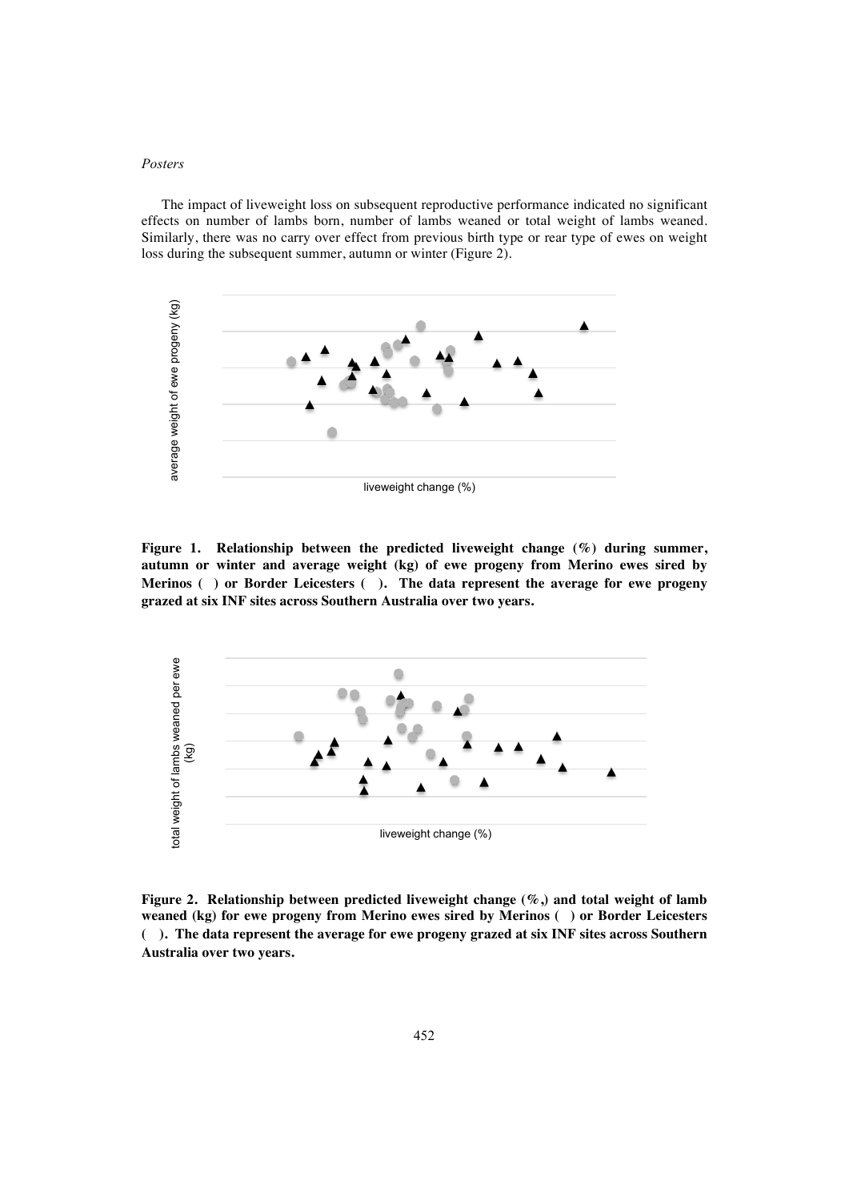The impact of liveweight loss on subsequent reproductive performance indicated no significant effects on number of lambs born, number of lambs weaned or total weight of lambs weaned. Similarly, there was no carry over effect from previous birth type or rear type of ewes on weight loss during the subsequent summer, autumn or winter (Figure 2).

**Figure 1. Relationship between the predicted liveweight change (%) during summer, autumn or winter and average weight (kg) of ewe progeny from Merino ewes sired by Merinos ( ) or Border Leicesters ( ). The data represent the average for ewe progeny grazed at six INF sites across Southern Australia over two years.**

**Figure 2. Relationship between predicted liveweight change (%,) and total weight of lamb weaned (kg) for ewe progeny from Merino ewes sired by Merinos ( ) or Border Leicesters ( ). The data represent the average for ewe progeny grazed at six INF sites across Southern Australia over two years.**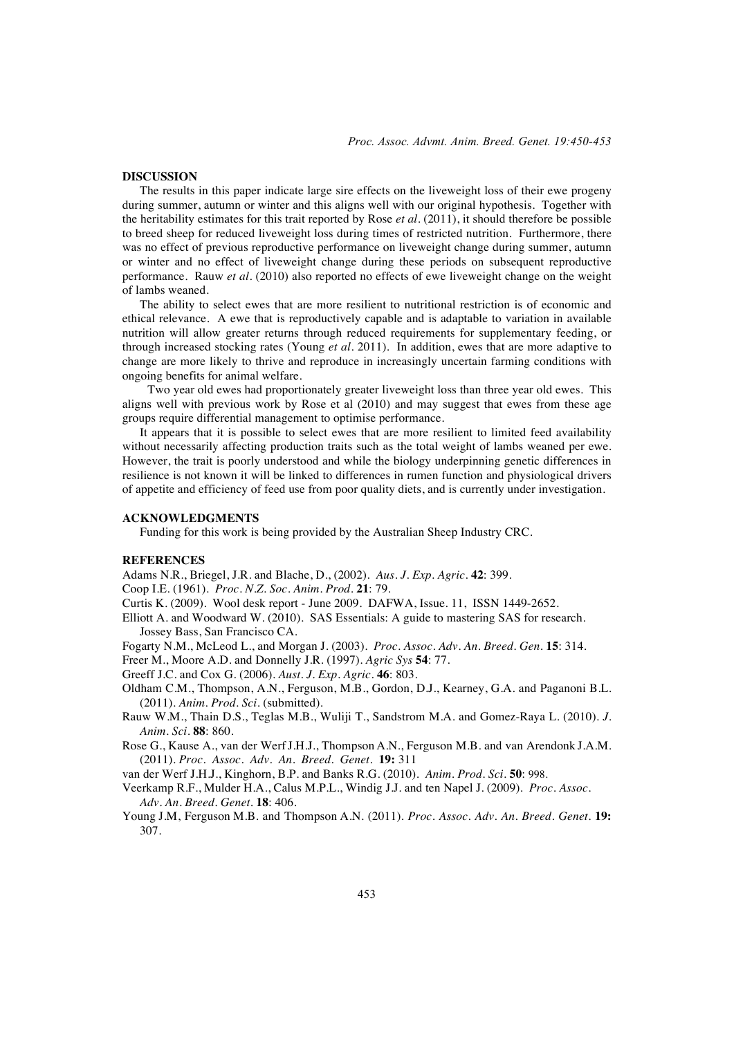## DISCUSSION

The results in this paper indicate large sire effects on the liveweight loss of their ewe progeny during summer, autumn or winter and this aligns well with our original hypothesis. Together with the heritability estimates for this trait reported by Rose *et al*. (2011), it should therefore be possible to breed sheep for reduced liveweight loss during times of restricted nutrition. Furthermore, there was no effect of previous reproductive performance on liveweight change during summer, autumn or winter and no effect of liveweight change during these periods on subsequent reproductive performance. Rauw *et al*. (2010) also reported no effects of ewe liveweight change on the weight of lambs weaned.

The ability to select ewes that are more resilient to nutritional restriction is of economic and ethical relevance. A ewe that is reproductively capable and is adaptable to variation in available nutrition will allow greater returns through reduced requirements for supplementary feeding, or through increased stocking rates (Young *et al*. 2011). In addition, ewes that are more adaptive to change are more likely to thrive and reproduce in increasingly uncertain farming conditions with ongoing benefits for animal welfare.

Two year old ewes had proportionately greater liveweight loss than three year old ewes. This aligns well with previous work by Rose et al (2010) and may suggest that ewes from these age groups require differential management to optimise performance.

It appears that it is possible to select ewes that are more resilient to limited feed availability without necessarily affecting production traits such as the total weight of lambs weaned per ewe. However, the trait is poorly understood and while the biology underpinning genetic differences in resilience is not known it will be linked to differences in rumen function and physiological drivers of appetite and efficiency of feed use from poor quality diets, and is currently under investigation.

## ACKNOWLEDGMENTS

Funding for this work is being provided by the Australian Sheep Industry CRC.

## REFERENCES

Adams N.R., Briegel, J.R. and Blache, D., (2002). *Aus. J. Exp. Agric.* **42**: 399.

Coop I.E. (1961). *Proc. N.Z. Soc. Anim. Prod.* **21**: 79.

Curtis K. (2009). Wool desk report - June 2009. DAFWA, Issue. 11, ISSN 1449-2652.

Elliott A. and Woodward W. (2010). SAS Essentials: A guide to mastering SAS for research. Jossey Bass, San Francisco CA.

Fogarty N.M., McLeod L., and Morgan J. (2003). *Proc. Assoc. Adv. An. Breed. Gen.* **15**: 314.

Freer M., Moore A.D. and Donnelly J.R. (1997). *Agric Sys* **54**: 77.

Greeff J.C. and Cox G. (2006). *Aust. J. Exp. Agric.* **46**: 803.

Oldham C.M., Thompson, A.N., Ferguson, M.B., Gordon, D.J., Kearney, G.A. and Paganoni B.L. (2011). *Anim. Prod. Sci.* (submitted).

Rauw W.M., Thain D.S., Teglas M.B., Wuliji T., Sandstrom M.A. and Gomez-Raya L. (2010). *J. Anim. Sci.* **88**: 860.

Rose G., Kause A., van der Werf J.H.J., Thompson A.N., Ferguson M.B. and van Arendonk J.A.M. (2011). *Proc. Assoc. Adv. An. Breed. Genet.* **19:** 311

van der Werf J.H.J., Kinghorn, B.P. and Banks R.G. (2010). *Anim. Prod. Sci.* **50**: 998.

Veerkamp R.F., Mulder H.A., Calus M.P.L., Windig J.J. and ten Napel J. (2009). *Proc. Assoc. Adv. An. Breed. Genet.* **18**: 406.

Young J.M, Ferguson M.B. and Thompson A.N. (2011). *Proc. Assoc. Adv. An. Breed. Genet.* **19:** 307.